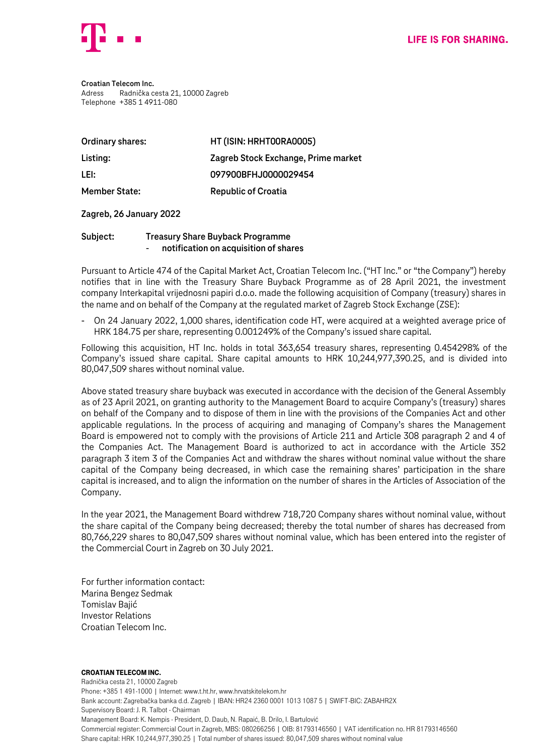LIFE IS FOR SHARING.

**Croatian Telecom Inc.**
Adress Radnička cesta 21, 10000 Zagreb
Telephone +385 1 4911-080

| | |
|---|---|
| **Ordinary shares:** | **HT (ISIN: HRHT00RA0005)** |
| **Listing:** | **Zagreb Stock Exchange, Prime market** |
| **LEI:** | **097900BFHJ0000029454** |
| **Member State:** | **Republic of Croatia** |

**Zagreb, 26 January 2022**

**Subject: Treasury Share Buyback Programme**
**- notification on acquisition of shares**

Pursuant to Article 474 of the Capital Market Act, Croatian Telecom Inc. ("HT Inc." or "the Company") hereby notifies that in line with the Treasury Share Buyback Programme as of 28 April 2021, the investment company Interkapital vrijednosni papiri d.o.o. made the following acquisition of Company (treasury) shares in the name and on behalf of the Company at the regulated market of Zagreb Stock Exchange (ZSE):

- On 24 January 2022, 1,000 shares, identification code HT, were acquired at a weighted average price of HRK 184.75 per share, representing 0.001249% of the Company's issued share capital.

Following this acquisition, HT Inc. holds in total 363,654 treasury shares, representing 0.454298% of the Company's issued share capital. Share capital amounts to HRK 10,244,977,390.25, and is divided into 80,047,509 shares without nominal value.

Above stated treasury share buyback was executed in accordance with the decision of the General Assembly as of 23 April 2021, on granting authority to the Management Board to acquire Company's (treasury) shares on behalf of the Company and to dispose of them in line with the provisions of the Companies Act and other applicable regulations. In the process of acquiring and managing of Company's shares the Management Board is empowered not to comply with the provisions of Article 211 and Article 308 paragraph 2 and 4 of the Companies Act. The Management Board is authorized to act in accordance with the Article 352 paragraph 3 item 3 of the Companies Act and withdraw the shares without nominal value without the share capital of the Company being decreased, in which case the remaining shares' participation in the share capital is increased, and to align the information on the number of shares in the Articles of Association of the Company.

In the year 2021, the Management Board withdrew 718,720 Company shares without nominal value, without the share capital of the Company being decreased; thereby the total number of shares has decreased from 80,766,229 shares to 80,047,509 shares without nominal value, which has been entered into the register of the Commercial Court in Zagreb on 30 July 2021.

For further information contact:
Marina Bengez Sedmak
Tomislav Bajić
Investor Relations
Croatian Telecom Inc.

**CROATIAN TELECOM INC.**
Radnička cesta 21, 10000 Zagreb
Phone: +385 1 491-1000 | Internet: www.t.ht.hr, www.hrvatskitelekom.hr
Bank account: Zagrebačka banka d.d. Zagreb | IBAN: HR24 2360 0001 1013 1087 5 | SWIFT-BIC: ZABAHR2X
Supervisory Board: J. R. Talbot - Chairman
Management Board: K. Nempis - President, D. Daub, N. Rapaić, B. Drilo, I. Bartulović
Commercial register: Commercial Court in Zagreb, MBS: 080266256 | OIB: 81793146560 | VAT identification no. HR 81793146560
Share capital: HRK 10,244,977,390.25 | Total number of shares issued: 80,047,509 shares without nominal value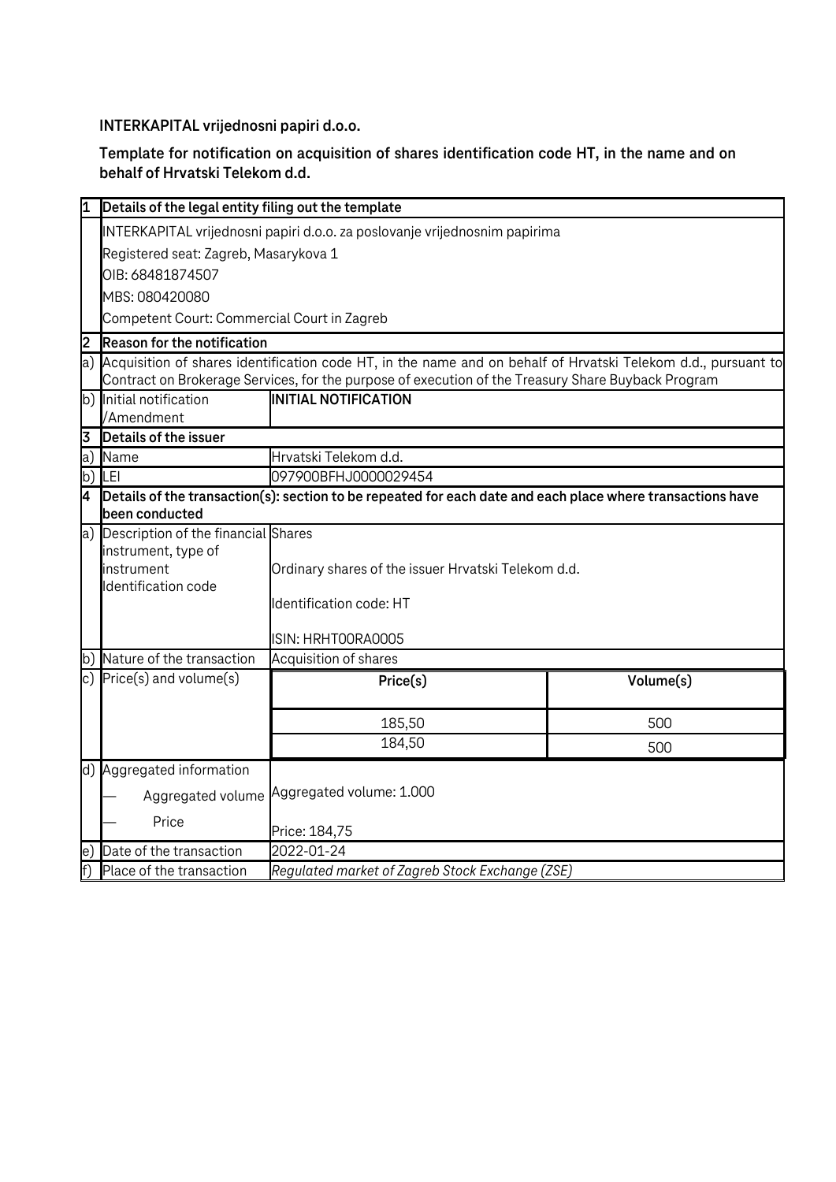**INTERKAPITAL vrijednosni papiri d.o.o.**

**Template for notification on acquisition of shares identification code HT, in the name and on behalf of Hrvatski Telekom d.d.**

| | | | |
|---|---|---|---|
| **1** | **Details of the legal entity filing out the template** | | |
| | INTERKAPITAL vrijednosni papiri d.o.o. za poslovanje vrijednosnim papirima<br>Registered seat: Zagreb, Masarykova 1<br>OIB: 68481874507<br>MBS: 080420080<br>Competent Court: Commercial Court in Zagreb | | |
| **2** | **Reason for the notification** | | |
| a) | Acquisition of shares identification code HT, in the name and on behalf of Hrvatski Telekom d.d., pursuant to Contract on Brokerage Services, for the purpose of execution of the Treasury Share Buyback Program | | |
| b) | Initial notification /Amendment | **INITIAL NOTIFICATION** | |
| **3** | **Details of the issuer** | | |
| a) | Name | Hrvatski Telekom d.d. | |
| b) | LEI | 097900BFHJ0000029454 | |
| **4** | **Details of the transaction(s): section to be repeated for each date and each place where transactions have been conducted** | | |
| a) | Description of the financial instrument, type of instrument<br>Identification code | Shares<br>Ordinary shares of the issuer Hrvatski Telekom d.d.<br>Identification code: HT<br>ISIN: HRHT00RA0005 | |
| b) | Nature of the transaction | Acquisition of shares | |
| c) | Price(s) and volume(s) | **Price(s)** | **Volume(s)** |
| | | 185,50 | 500 |
| | | 184,50 | 500 |
| d) | Aggregated information<br>— Aggregated volume<br>— Price | Aggregated volume: 1.000<br>Price: 184,75 | |
| e) | Date of the transaction | 2022-01-24 | |
| f) | Place of the transaction | *Regulated market of Zagreb Stock Exchange (ZSE)* | |